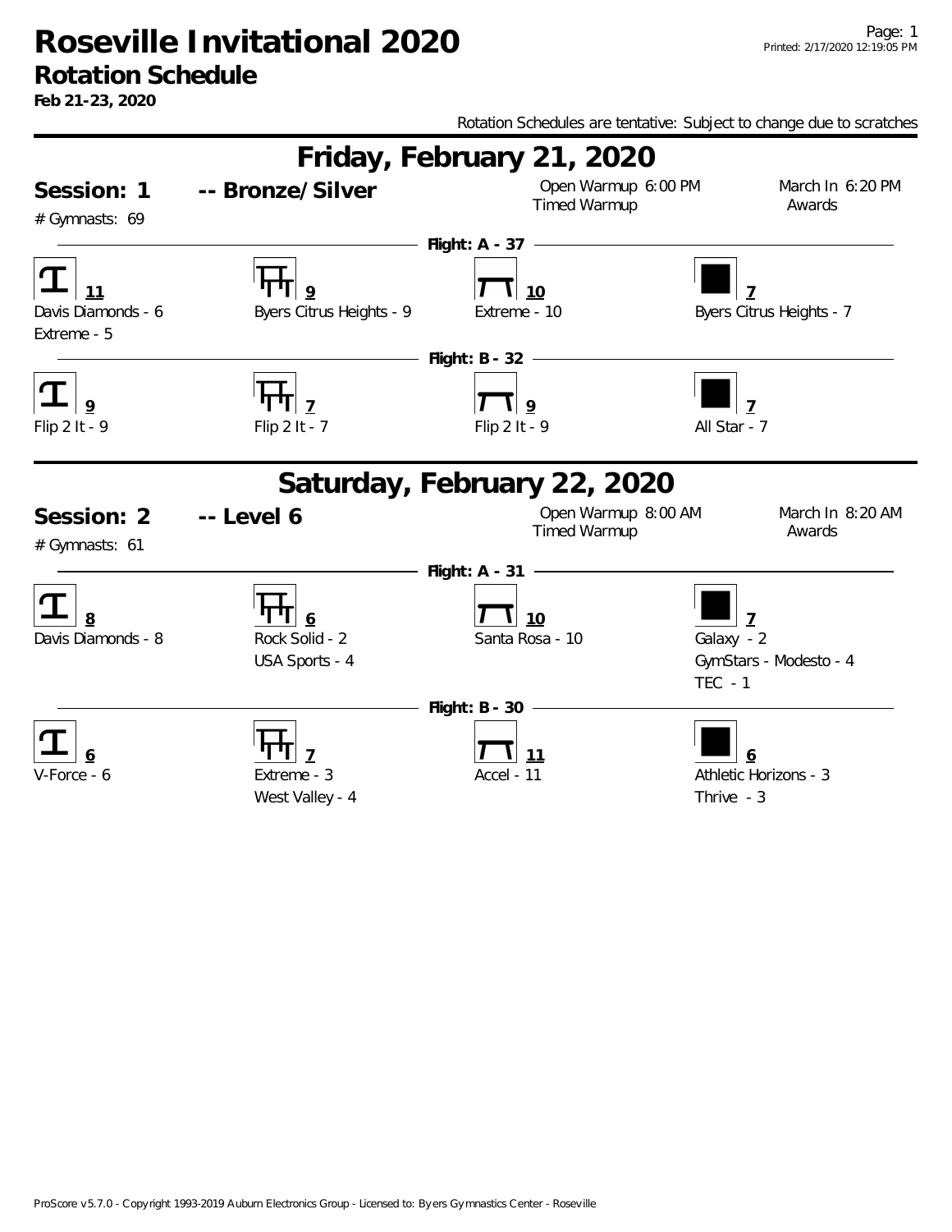# Roseville Invitational 2020

## Rotation Schedule

**Feb 21-23, 2020**

Rotation Schedules are tentative: Subject to change due to scratches

## Friday, February 21, 2020

**Session: 1** **-- Bronze/Silver**

# Gymnasts: 69

Open Warmup 6:00 PM
Timed Warmup

March In 6:20 PM
Awards

**Flight: A - 37**

| Vault 11 | Bars 9 | Beam 10 | Floor 7 |
|---|---|---|---|
| Davis Diamonds - 6 | Byers Citrus Heights - 9 | Extreme - 10 | Byers Citrus Heights - 7 |
| Extreme - 5 | | | |

**Flight: B - 32**

| Vault 9 | Bars 7 | Beam 9 | Floor 7 |
|---|---|---|---|
| Flip 2 It - 9 | Flip 2 It - 7 | Flip 2 It - 9 | All Star - 7 |

## Saturday, February 22, 2020

**Session: 2** **-- Level 6**

# Gymnasts: 61

Open Warmup 8:00 AM
Timed Warmup

March In 8:20 AM
Awards

**Flight: A - 31**

| Vault 8 | Bars 6 | Beam 10 | Floor 7 |
|---|---|---|---|
| Davis Diamonds - 8 | Rock Solid - 2 | Santa Rosa - 10 | Galaxy - 2 |
| | USA Sports - 4 | | GymStars - Modesto - 4 |
| | | | TEC - 1 |

**Flight: B - 30**

| Vault 6 | Bars 7 | Beam 11 | Floor 6 |
|---|---|---|---|
| V-Force - 6 | Extreme - 3 | Accel - 11 | Athletic Horizons - 3 |
| | West Valley - 4 | | Thrive - 3 |

ProScore v5.7.0 - Copyright 1993-2019 Auburn Electronics Group - Licensed to: Byers Gymnastics Center - Roseville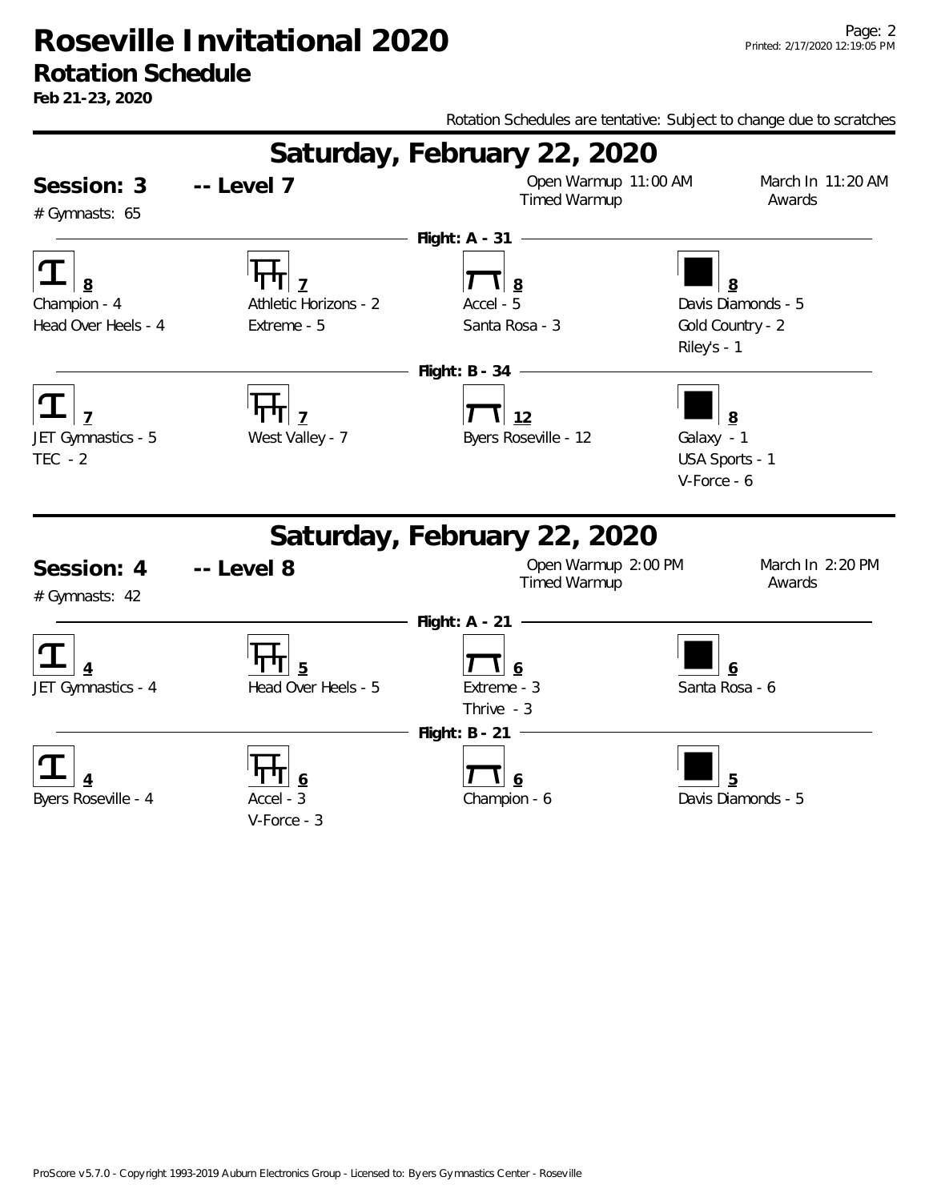# Roseville Invitational 2020

## Rotation Schedule

**Feb 21-23, 2020**

Rotation Schedules are tentative: Subject to change due to scratches

## Saturday, February 22, 2020

**Session: 3** -- **Level 7**

# Gymnasts: 65

Open Warmup 11:00 AM
Timed Warmup

March In 11:20 AM
Awards

**Flight: A - 31**

| Vault 8 | Bars 7 | Beam 8 | Floor 8 |
|---|---|---|---|
| Champion - 4 | Athletic Horizons - 2 | Accel - 5 | Davis Diamonds - 5 |
| Head Over Heels - 4 | Extreme - 5 | Santa Rosa - 3 | Gold Country - 2 |
| | | | Riley's - 1 |

**Flight: B - 34**

| Vault 7 | Bars 7 | Beam 12 | Floor 8 |
|---|---|---|---|
| JET Gymnastics - 5 | West Valley - 7 | Byers Roseville - 12 | Galaxy - 1 |
| TEC - 2 | | | USA Sports - 1 |
| | | | V-Force - 6 |

## Saturday, February 22, 2020

**Session: 4** -- **Level 8**

# Gymnasts: 42

Open Warmup 2:00 PM
Timed Warmup

March In 2:20 PM
Awards

**Flight: A - 21**

| Vault 4 | Bars 5 | Beam 6 | Floor 6 |
|---|---|---|---|
| JET Gymnastics - 4 | Head Over Heels - 5 | Extreme - 3 | Santa Rosa - 6 |
| | | Thrive - 3 | |

**Flight: B - 21**

| Vault 4 | Bars 6 | Beam 6 | Floor 5 |
|---|---|---|---|
| Byers Roseville - 4 | Accel - 3 | Champion - 6 | Davis Diamonds - 5 |
| | V-Force - 3 | | |

ProScore v5.7.0 - Copyright 1993-2019 Auburn Electronics Group - Licensed to: Byers Gymnastics Center - Roseville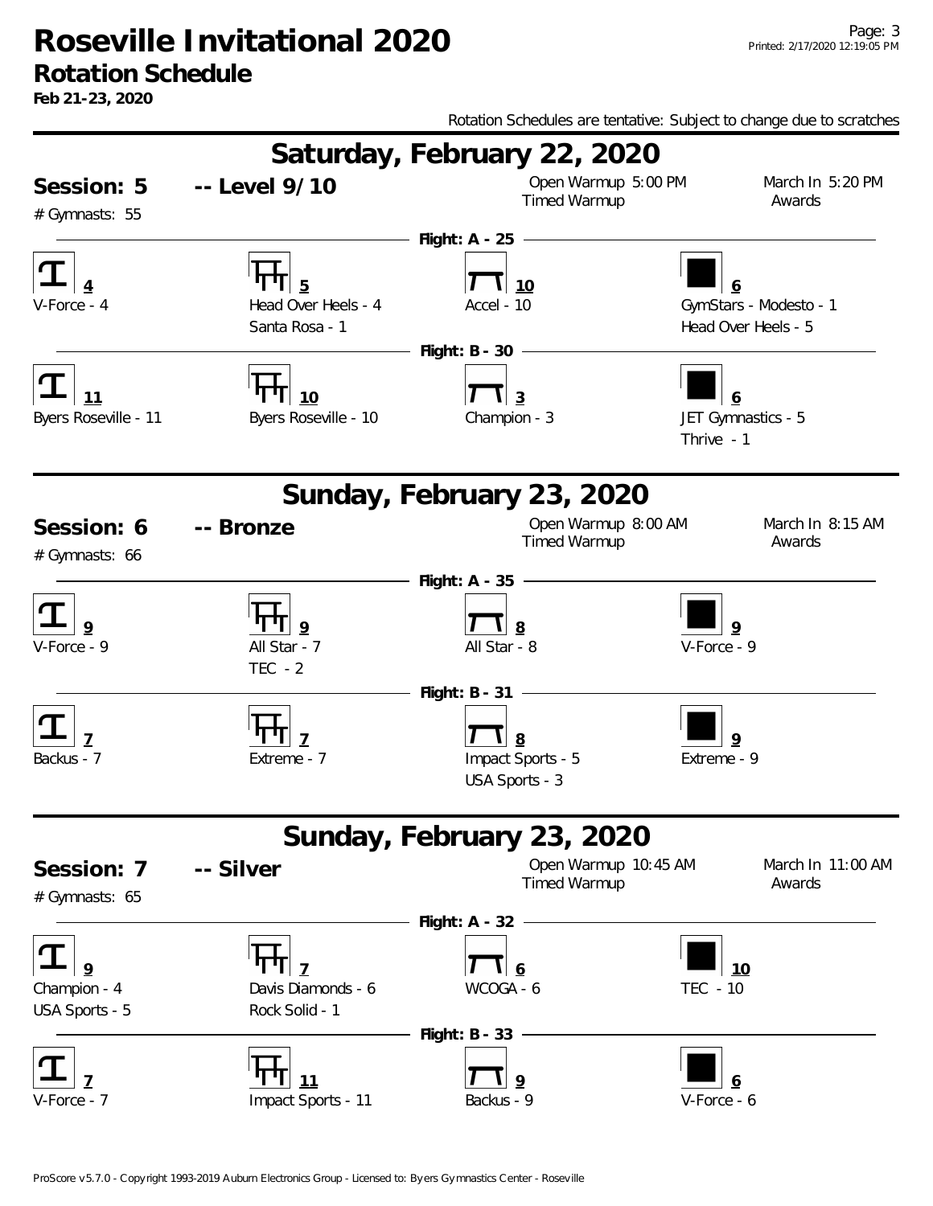# Roseville Invitational 2020

## Rotation Schedule

**Feb 21-23, 2020**

Rotation Schedules are tentative: Subject to change due to scratches

## Saturday, February 22, 2020

**Session: 5** **-- Level 9/10**

Open Warmup 5:00 PM
Timed Warmup

March In 5:20 PM
Awards

# Gymnasts: 55

**Flight: A - 25**

| Vault | Bars | Beam | Floor |
|---|---|---|---|
| **4** | **5** | **10** | **6** |
| V-Force - 4 | Head Over Heels - 4 | Accel - 10 | GymStars - Modesto - 1 |
| | Santa Rosa - 1 | | Head Over Heels - 5 |

**Flight: B - 30**

| Vault | Bars | Beam | Floor |
|---|---|---|---|
| **11** | **10** | **3** | **6** |
| Byers Roseville - 11 | Byers Roseville - 10 | Champion - 3 | JET Gymnastics - 5 |
| | | | Thrive - 1 |

## Sunday, February 23, 2020

**Session: 6** **-- Bronze**

Open Warmup 8:00 AM
Timed Warmup

March In 8:15 AM
Awards

# Gymnasts: 66

**Flight: A - 35**

| Vault | Bars | Beam | Floor |
|---|---|---|---|
| **9** | **9** | **8** | **9** |
| V-Force - 9 | All Star - 7 | All Star - 8 | V-Force - 9 |
| | TEC - 2 | | |

**Flight: B - 31**

| Vault | Bars | Beam | Floor |
|---|---|---|---|
| **7** | **7** | **8** | **9** |
| Backus - 7 | Extreme - 7 | Impact Sports - 5 | Extreme - 9 |
| | | USA Sports - 3 | |

## Sunday, February 23, 2020

**Session: 7** **-- Silver**

Open Warmup 10:45 AM
Timed Warmup

March In 11:00 AM
Awards

# Gymnasts: 65

**Flight: A - 32**

| Vault | Bars | Beam | Floor |
|---|---|---|---|
| **9** | **7** | **6** | **10** |
| Champion - 4 | Davis Diamonds - 6 | WCOGA - 6 | TEC - 10 |
| USA Sports - 5 | Rock Solid - 1 | | |

**Flight: B - 33**

| Vault | Bars | Beam | Floor |
|---|---|---|---|
| **7** | **11** | **9** | **6** |
| V-Force - 7 | Impact Sports - 11 | Backus - 9 | V-Force - 6 |

ProScore v5.7.0 - Copyright 1993-2019 Auburn Electronics Group - Licensed to: Byers Gymnastics Center - Roseville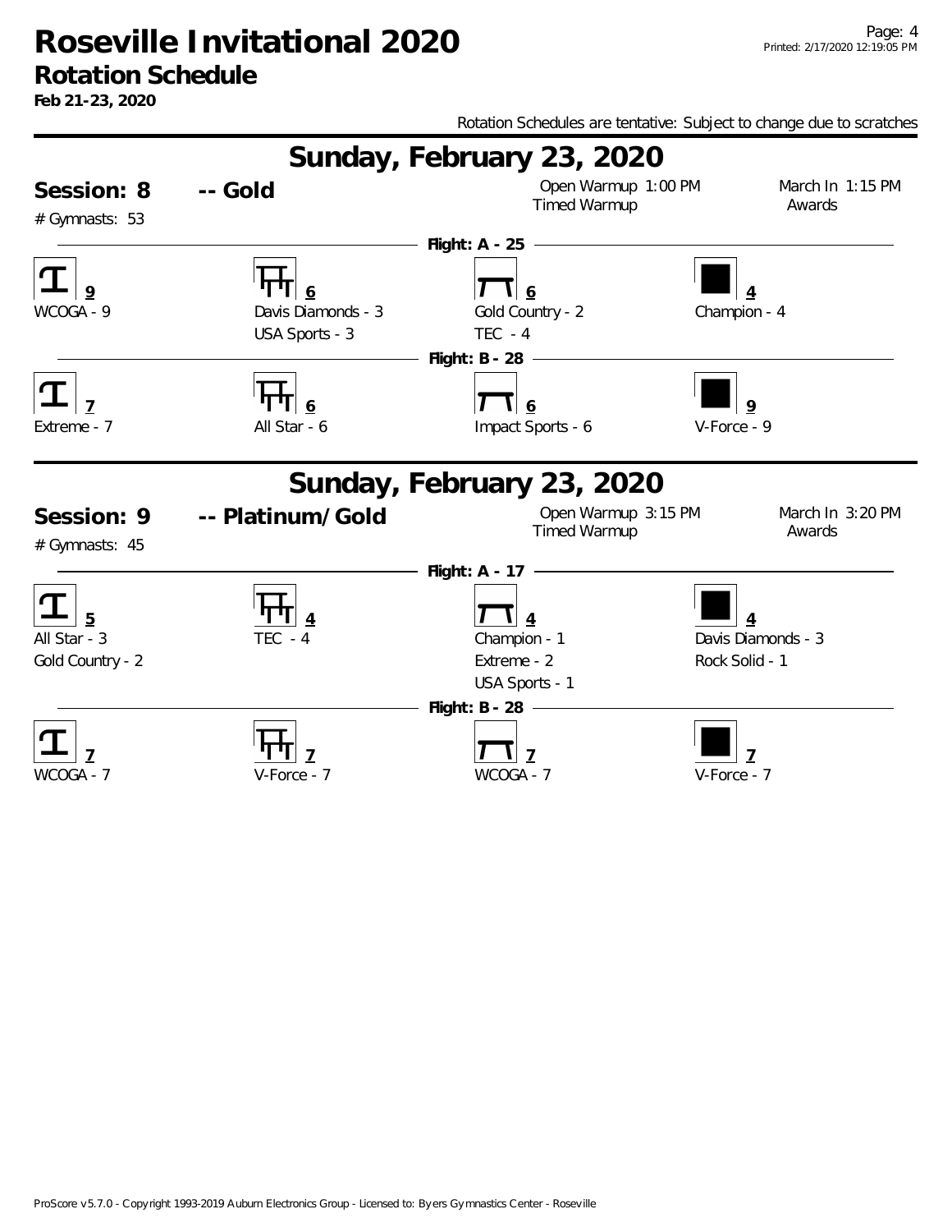# Roseville Invitational 2020

## Rotation Schedule

**Feb 21-23, 2020**

Rotation Schedules are tentative: Subject to change due to scratches

## Sunday, February 23, 2020

**Session: 8** **-- Gold**

# Gymnasts: 53

Open Warmup 1:00 PM
Timed Warmup

March In 1:15 PM
Awards

**Flight: A - 25**

| Vault 9 | Bars 6 | Beam 6 | Floor 4 |
|---|---|---|---|
| WCOGA - 9 | Davis Diamonds - 3 | Gold Country - 2 | Champion - 4 |
| | USA Sports - 3 | TEC - 4 | |

**Flight: B - 28**

| Vault 7 | Bars 6 | Beam 6 | Floor 9 |
|---|---|---|---|
| Extreme - 7 | All Star - 6 | Impact Sports - 6 | V-Force - 9 |

## Sunday, February 23, 2020

**Session: 9** **-- Platinum/Gold**

# Gymnasts: 45

Open Warmup 3:15 PM
Timed Warmup

March In 3:20 PM
Awards

**Flight: A - 17**

| Vault 5 | Bars 4 | Beam 4 | Floor 4 |
|---|---|---|---|
| All Star - 3 | TEC - 4 | Champion - 1 | Davis Diamonds - 3 |
| Gold Country - 2 | | Extreme - 2 | Rock Solid - 1 |
| | | USA Sports - 1 | |

**Flight: B - 28**

| Vault 7 | Bars 7 | Beam 7 | Floor 7 |
|---|---|---|---|
| WCOGA - 7 | V-Force - 7 | WCOGA - 7 | V-Force - 7 |

ProScore v5.7.0 - Copyright 1993-2019 Auburn Electronics Group - Licensed to: Byers Gymnastics Center - Roseville